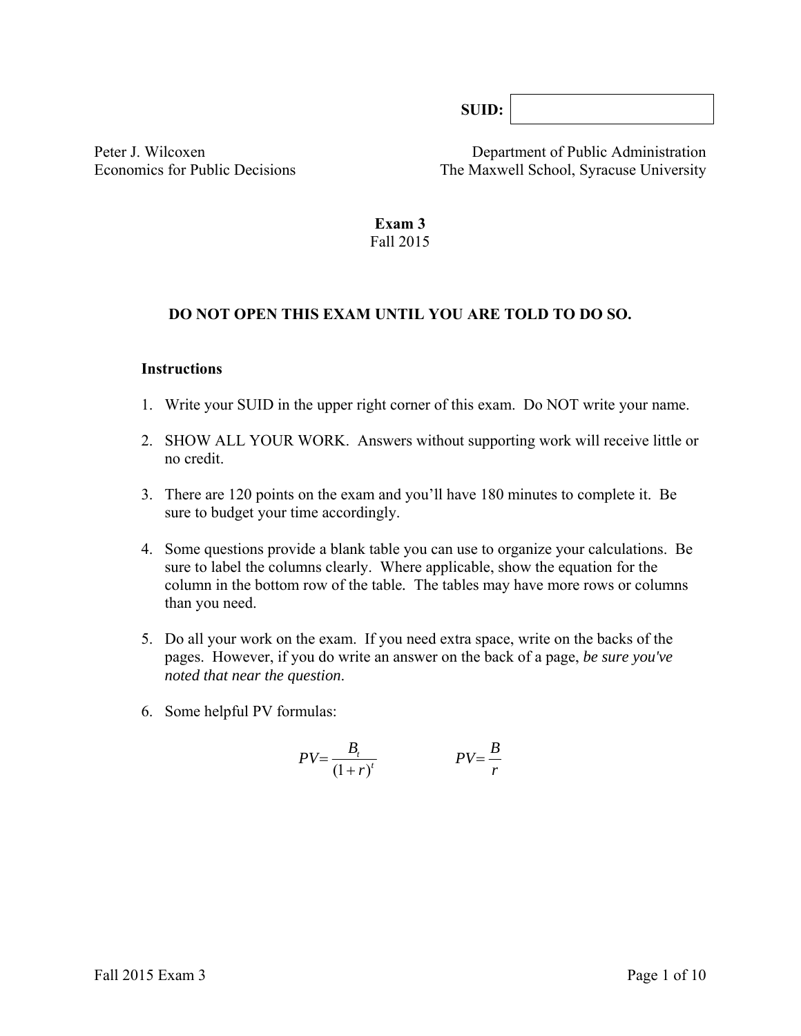SUID: 

Peter J. Wilcoxen
Economics for Public Decisions

Department of Public Administration
The Maxwell School, Syracuse University

**Exam 3**
Fall 2015

**DO NOT OPEN THIS EXAM UNTIL YOU ARE TOLD TO DO SO.**

**Instructions**

1. Write your SUID in the upper right corner of this exam. Do NOT write your name.

2. SHOW ALL YOUR WORK. Answers without supporting work will receive little or no credit.

3. There are 120 points on the exam and you'll have 180 minutes to complete it. Be sure to budget your time accordingly.

4. Some questions provide a blank table you can use to organize your calculations. Be sure to label the columns clearly. Where applicable, show the equation for the column in the bottom row of the table. The tables may have more rows or columns than you need.

5. Do all your work on the exam. If you need extra space, write on the backs of the pages. However, if you do write an answer on the back of a page, *be sure you've noted that near the question*.

6. Some helpful PV formulas:

$$PV = \frac{B_t}{(1+r)^t} \qquad\qquad PV = \frac{B}{r}$$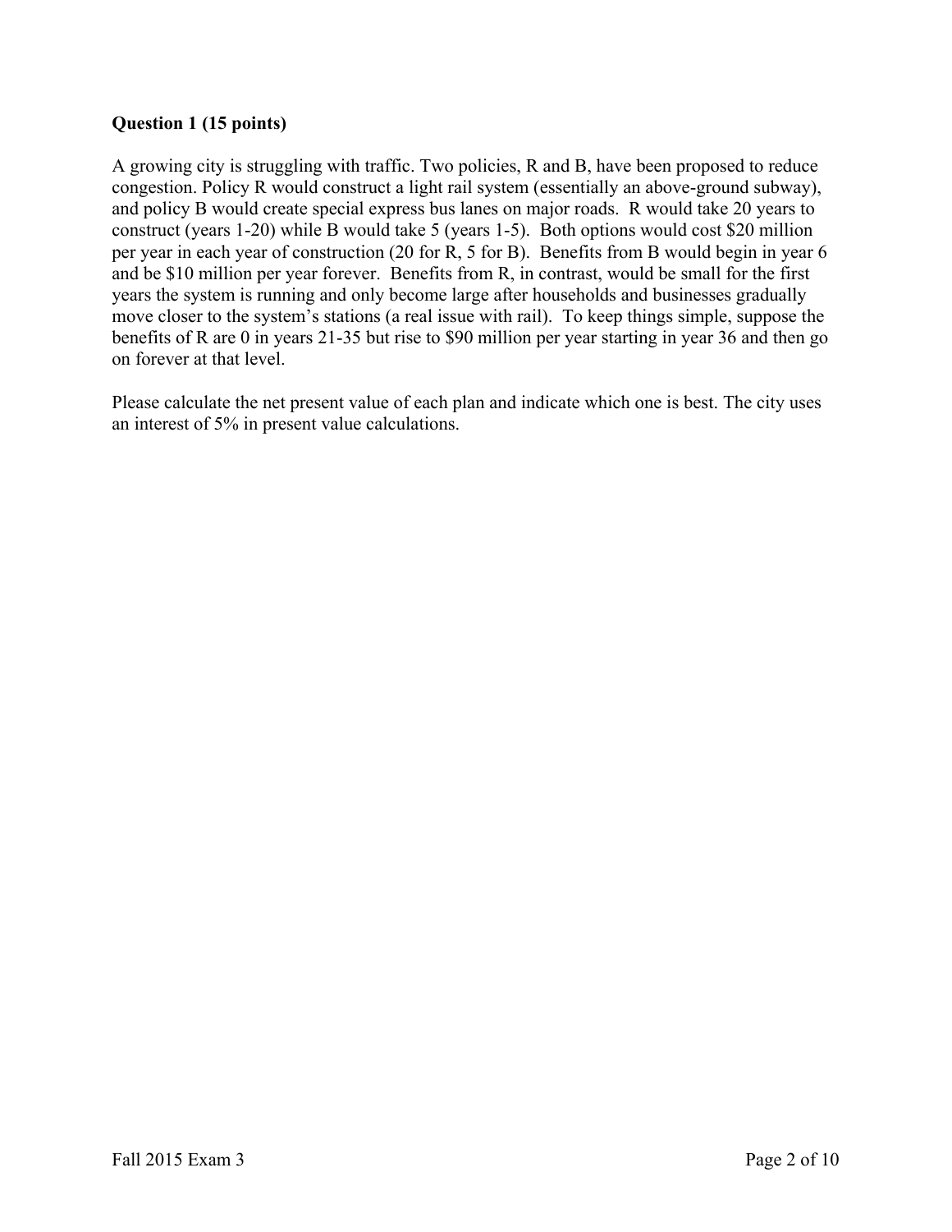**Question 1 (15 points)**

A growing city is struggling with traffic. Two policies, R and B, have been proposed to reduce congestion. Policy R would construct a light rail system (essentially an above-ground subway), and policy B would create special express bus lanes on major roads. R would take 20 years to construct (years 1-20) while B would take 5 (years 1-5). Both options would cost \$20 million per year in each year of construction (20 for R, 5 for B). Benefits from B would begin in year 6 and be \$10 million per year forever. Benefits from R, in contrast, would be small for the first years the system is running and only become large after households and businesses gradually move closer to the system's stations (a real issue with rail). To keep things simple, suppose the benefits of R are 0 in years 21-35 but rise to \$90 million per year starting in year 36 and then go on forever at that level.

Please calculate the net present value of each plan and indicate which one is best. The city uses an interest of 5% in present value calculations.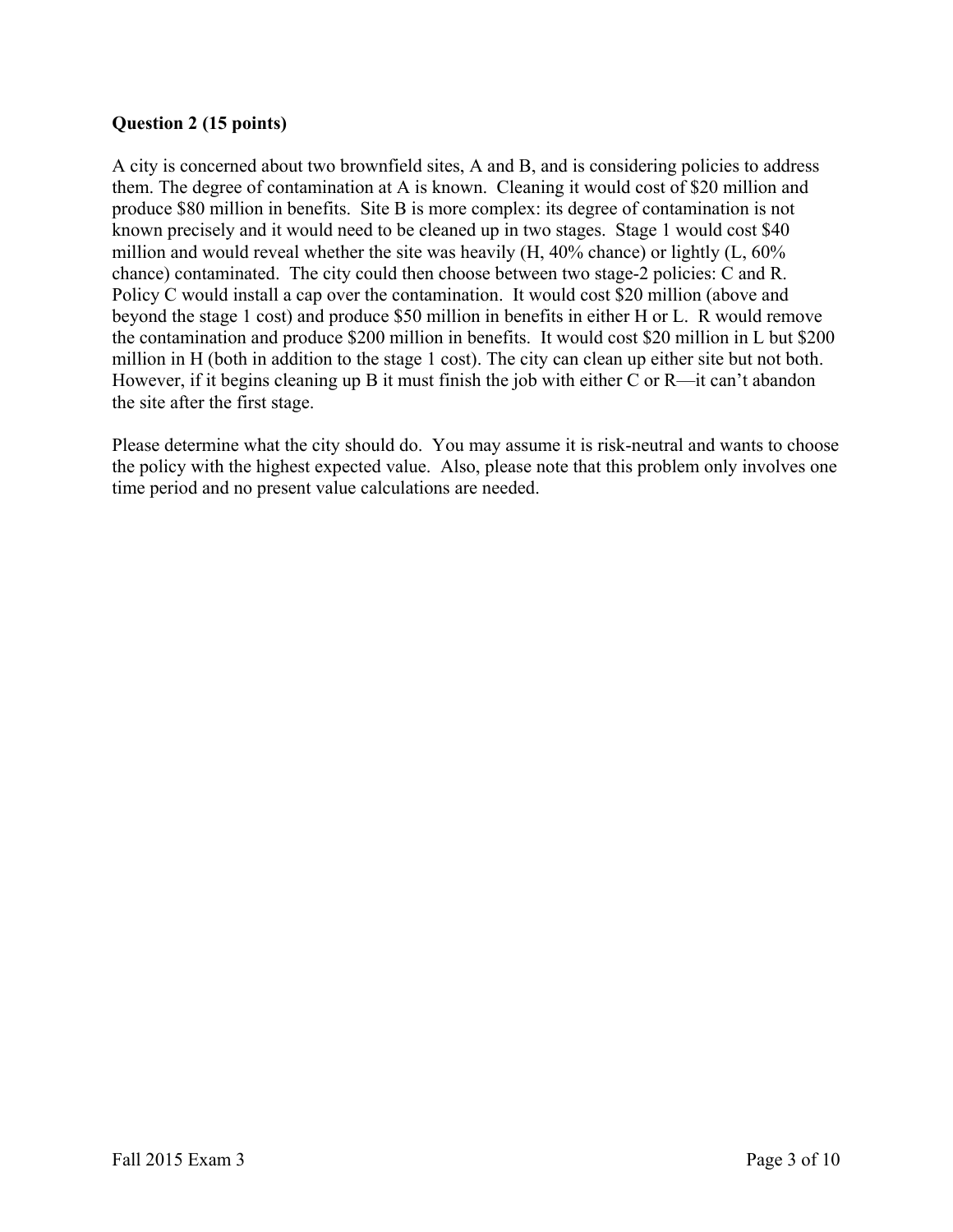**Question 2 (15 points)**

A city is concerned about two brownfield sites, A and B, and is considering policies to address them. The degree of contamination at A is known. Cleaning it would cost of $20 million and produce $80 million in benefits. Site B is more complex: its degree of contamination is not known precisely and it would need to be cleaned up in two stages. Stage 1 would cost $40 million and would reveal whether the site was heavily (H, 40% chance) or lightly (L, 60% chance) contaminated. The city could then choose between two stage-2 policies: C and R. Policy C would install a cap over the contamination. It would cost $20 million (above and beyond the stage 1 cost) and produce $50 million in benefits in either H or L. R would remove the contamination and produce $200 million in benefits. It would cost $20 million in L but $200 million in H (both in addition to the stage 1 cost). The city can clean up either site but not both. However, if it begins cleaning up B it must finish the job with either C or R—it can't abandon the site after the first stage.

Please determine what the city should do. You may assume it is risk-neutral and wants to choose the policy with the highest expected value. Also, please note that this problem only involves one time period and no present value calculations are needed.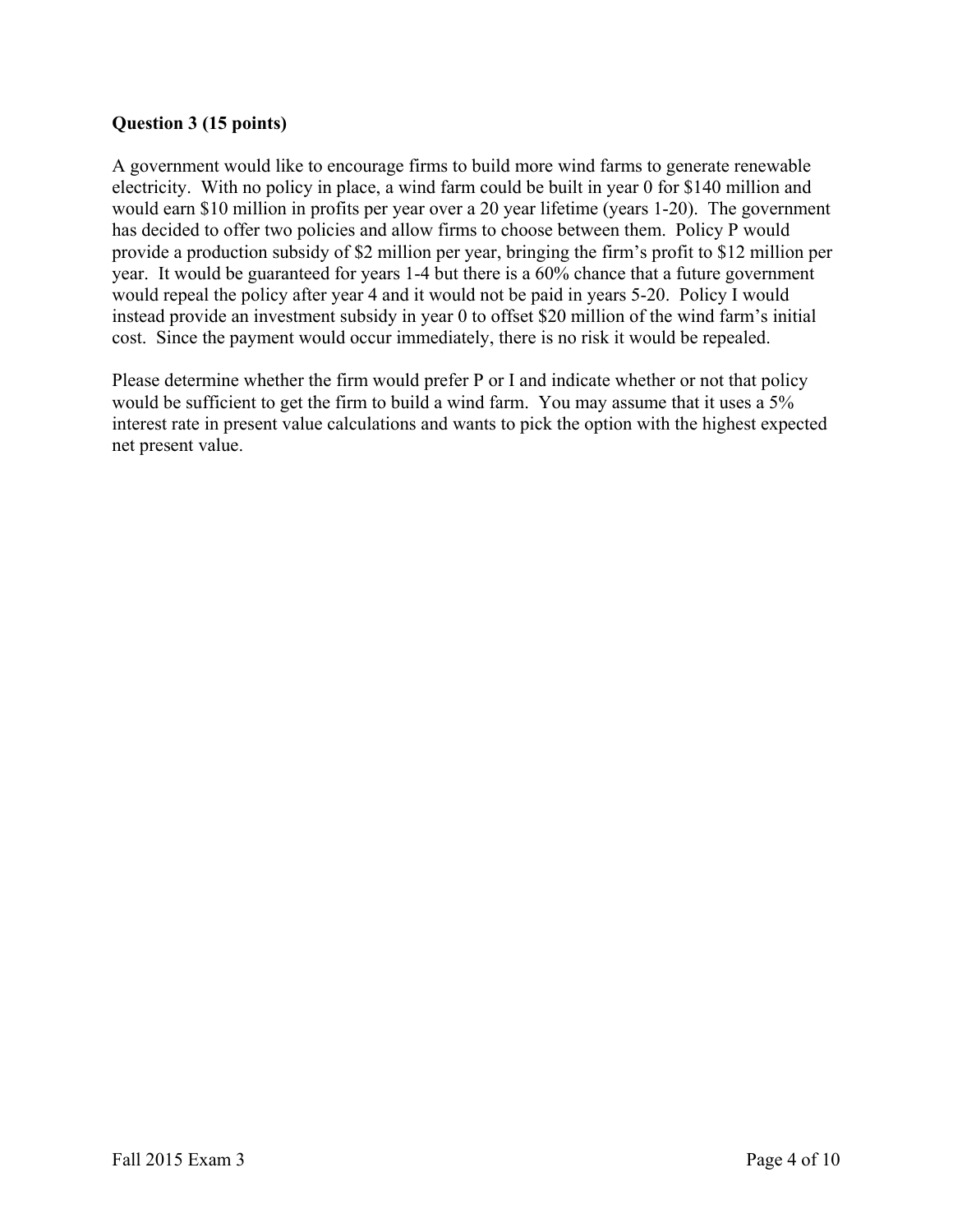**Question 3 (15 points)**

A government would like to encourage firms to build more wind farms to generate renewable electricity. With no policy in place, a wind farm could be built in year 0 for $140 million and would earn $10 million in profits per year over a 20 year lifetime (years 1-20). The government has decided to offer two policies and allow firms to choose between them. Policy P would provide a production subsidy of $2 million per year, bringing the firm's profit to $12 million per year. It would be guaranteed for years 1-4 but there is a 60% chance that a future government would repeal the policy after year 4 and it would not be paid in years 5-20. Policy I would instead provide an investment subsidy in year 0 to offset $20 million of the wind farm's initial cost. Since the payment would occur immediately, there is no risk it would be repealed.

Please determine whether the firm would prefer P or I and indicate whether or not that policy would be sufficient to get the firm to build a wind farm. You may assume that it uses a 5% interest rate in present value calculations and wants to pick the option with the highest expected net present value.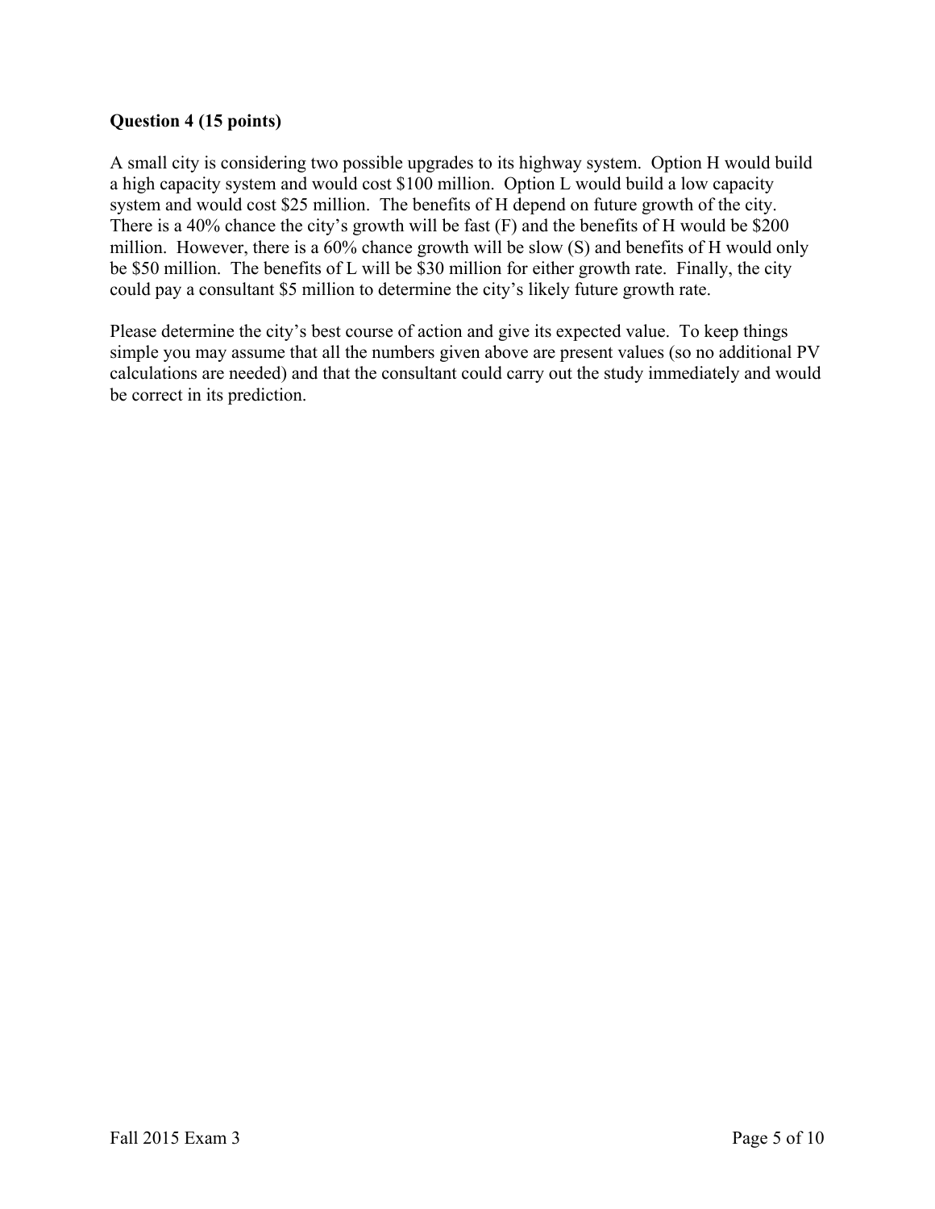**Question 4 (15 points)**

A small city is considering two possible upgrades to its highway system. Option H would build a high capacity system and would cost $100 million. Option L would build a low capacity system and would cost $25 million. The benefits of H depend on future growth of the city. There is a 40% chance the city's growth will be fast (F) and the benefits of H would be $200 million. However, there is a 60% chance growth will be slow (S) and benefits of H would only be $50 million. The benefits of L will be $30 million for either growth rate. Finally, the city could pay a consultant $5 million to determine the city's likely future growth rate.

Please determine the city's best course of action and give its expected value. To keep things simple you may assume that all the numbers given above are present values (so no additional PV calculations are needed) and that the consultant could carry out the study immediately and would be correct in its prediction.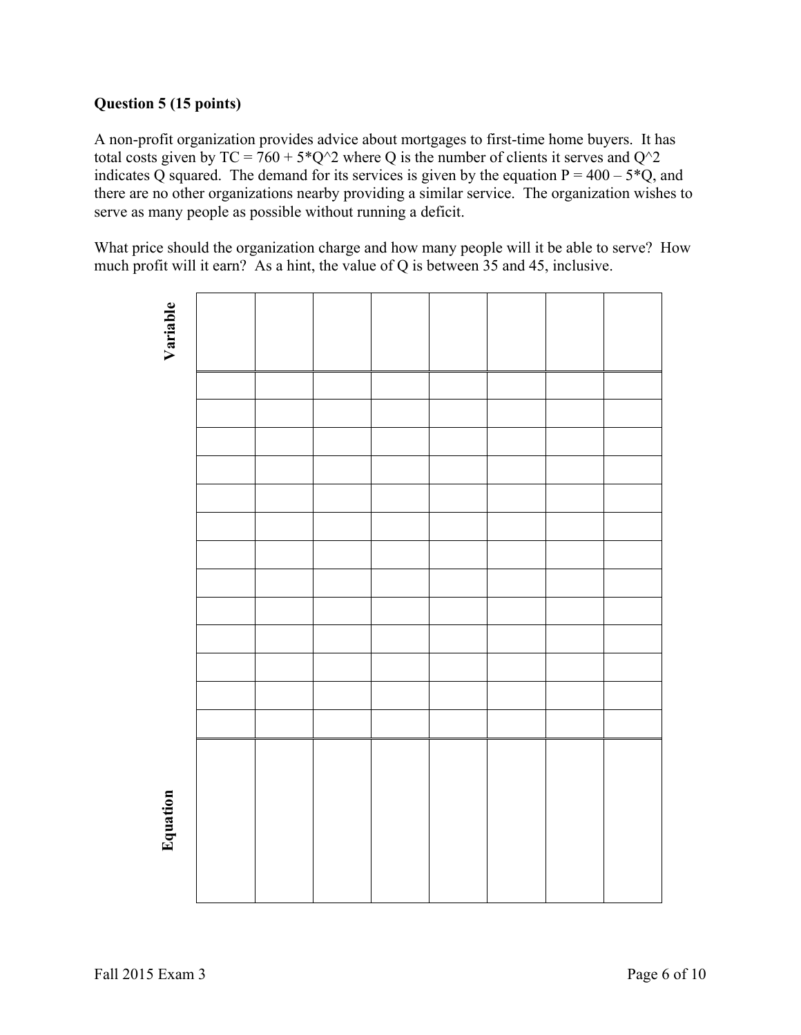**Question 5 (15 points)**

A non-profit organization provides advice about mortgages to first-time home buyers. It has total costs given by TC = 760 + 5*Q^2 where Q is the number of clients it serves and Q^2 indicates Q squared. The demand for its services is given by the equation P = 400 – 5*Q, and there are no other organizations nearby providing a similar service. The organization wishes to serve as many people as possible without running a deficit.

What price should the organization charge and how many people will it be able to serve? How much profit will it earn? As a hint, the value of Q is between 35 and 45, inclusive.

| **Variable** | | | | | | | |
|---|---|---|---|---|---|---|---|
| | | | | | | | |
| | | | | | | | |
| | | | | | | | |
| | | | | | | | |
| | | | | | | | |
| | | | | | | | |
| | | | | | | | |
| | | | | | | | |
| | | | | | | | |
| | | | | | | | |
| | | | | | | | |
| | | | | | | | |
| | | | | | | | |
| **Equation** | | | | | | | |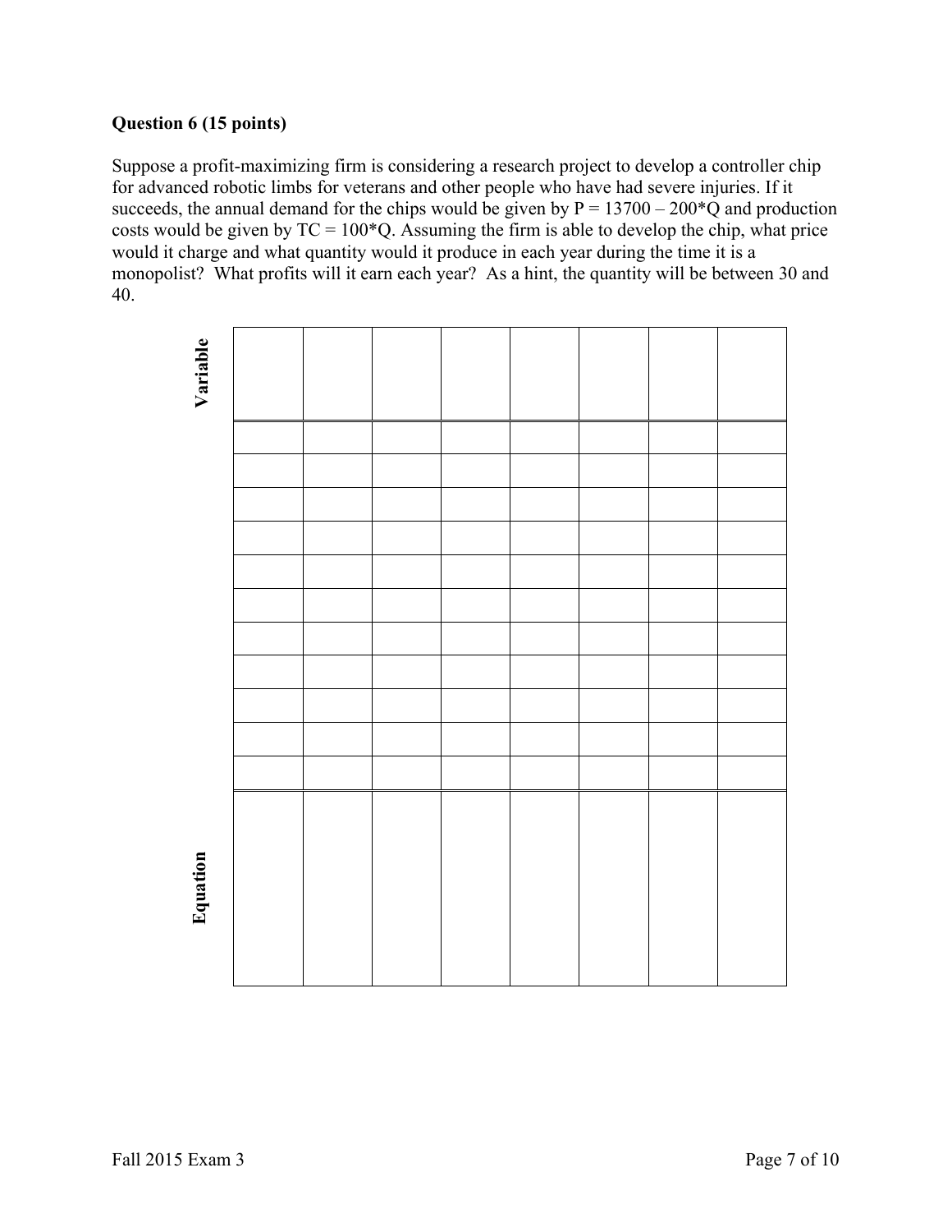**Question 6 (15 points)**

Suppose a profit-maximizing firm is considering a research project to develop a controller chip for advanced robotic limbs for veterans and other people who have had severe injuries. If it succeeds, the annual demand for the chips would be given by P = 13700 – 200*Q and production costs would be given by TC = 100*Q. Assuming the firm is able to develop the chip, what price would it charge and what quantity would it produce in each year during the time it is a monopolist? What profits will it earn each year? As a hint, the quantity will be between 30 and 40.

| **Variable** | | | | | | | |
|---|---|---|---|---|---|---|---|
| | | | | | | | |
| | | | | | | | |
| | | | | | | | |
| | | | | | | | |
| | | | | | | | |
| | | | | | | | |
| | | | | | | | |
| | | | | | | | |
| | | | | | | | |
| | | | | | | | |
| | | | | | | | |
| **Equation** | | | | | | | |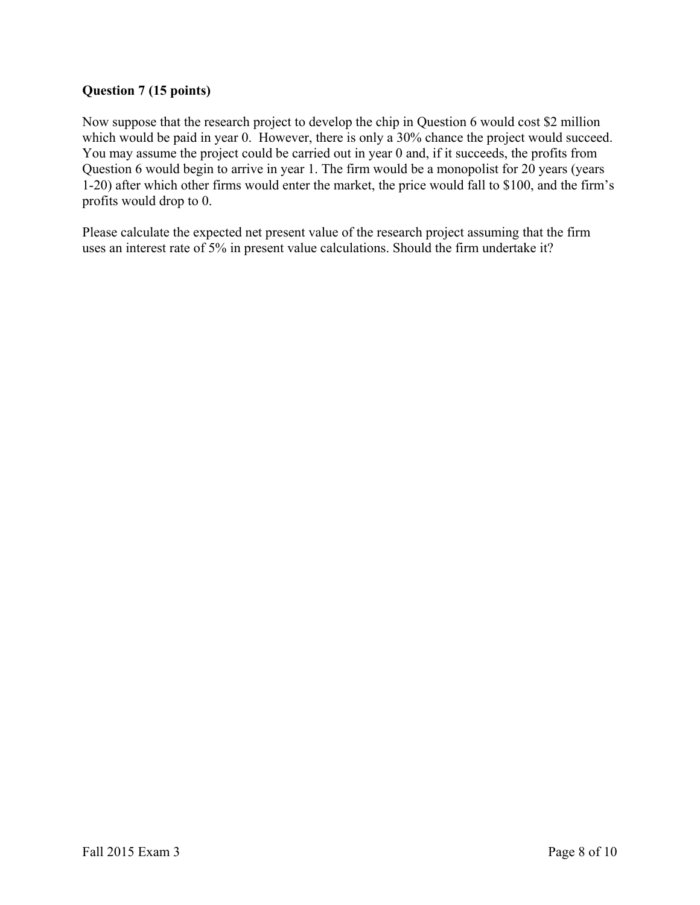**Question 7 (15 points)**

Now suppose that the research project to develop the chip in Question 6 would cost \$2 million which would be paid in year 0. However, there is only a 30% chance the project would succeed. You may assume the project could be carried out in year 0 and, if it succeeds, the profits from Question 6 would begin to arrive in year 1. The firm would be a monopolist for 20 years (years 1-20) after which other firms would enter the market, the price would fall to \$100, and the firm's profits would drop to 0.

Please calculate the expected net present value of the research project assuming that the firm uses an interest rate of 5% in present value calculations. Should the firm undertake it?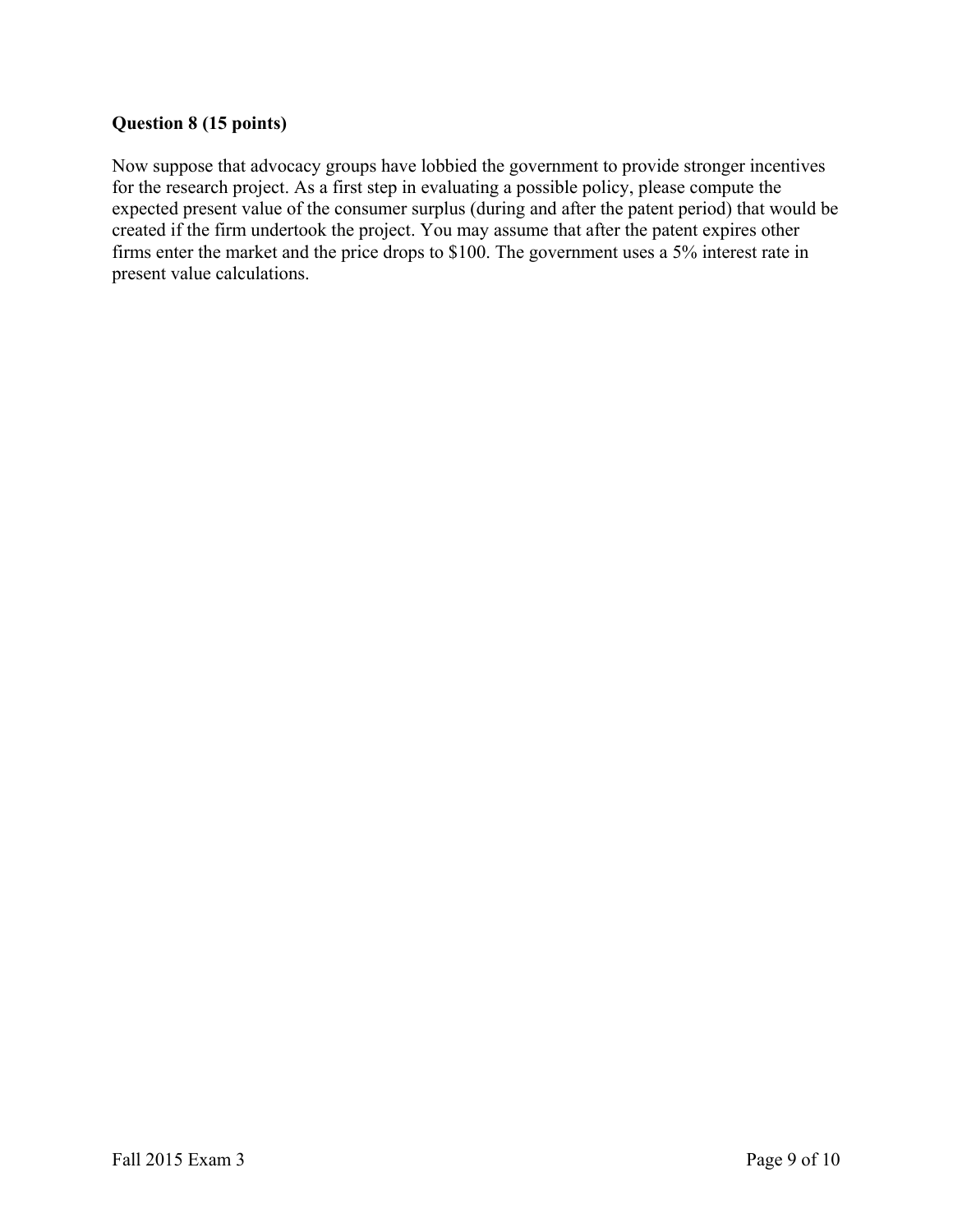**Question 8 (15 points)**

Now suppose that advocacy groups have lobbied the government to provide stronger incentives for the research project. As a first step in evaluating a possible policy, please compute the expected present value of the consumer surplus (during and after the patent period) that would be created if the firm undertook the project. You may assume that after the patent expires other firms enter the market and the price drops to $100. The government uses a 5% interest rate in present value calculations.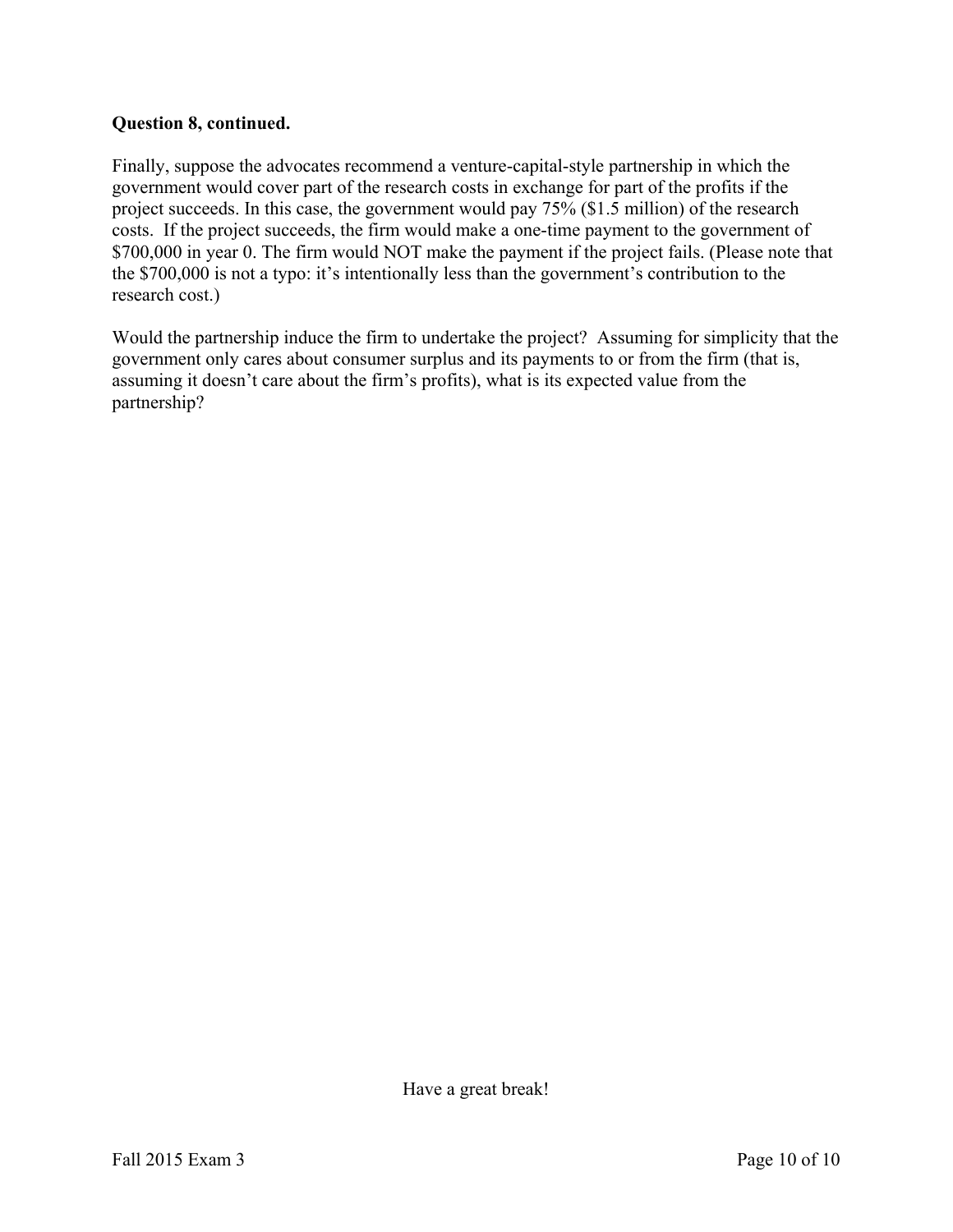**Question 8, continued.**

Finally, suppose the advocates recommend a venture-capital-style partnership in which the government would cover part of the research costs in exchange for part of the profits if the project succeeds. In this case, the government would pay 75% ($1.5 million) of the research costs. If the project succeeds, the firm would make a one-time payment to the government of $700,000 in year 0. The firm would NOT make the payment if the project fails. (Please note that the $700,000 is not a typo: it's intentionally less than the government's contribution to the research cost.)

Would the partnership induce the firm to undertake the project? Assuming for simplicity that the government only cares about consumer surplus and its payments to or from the firm (that is, assuming it doesn't care about the firm's profits), what is its expected value from the partnership?

Have a great break!